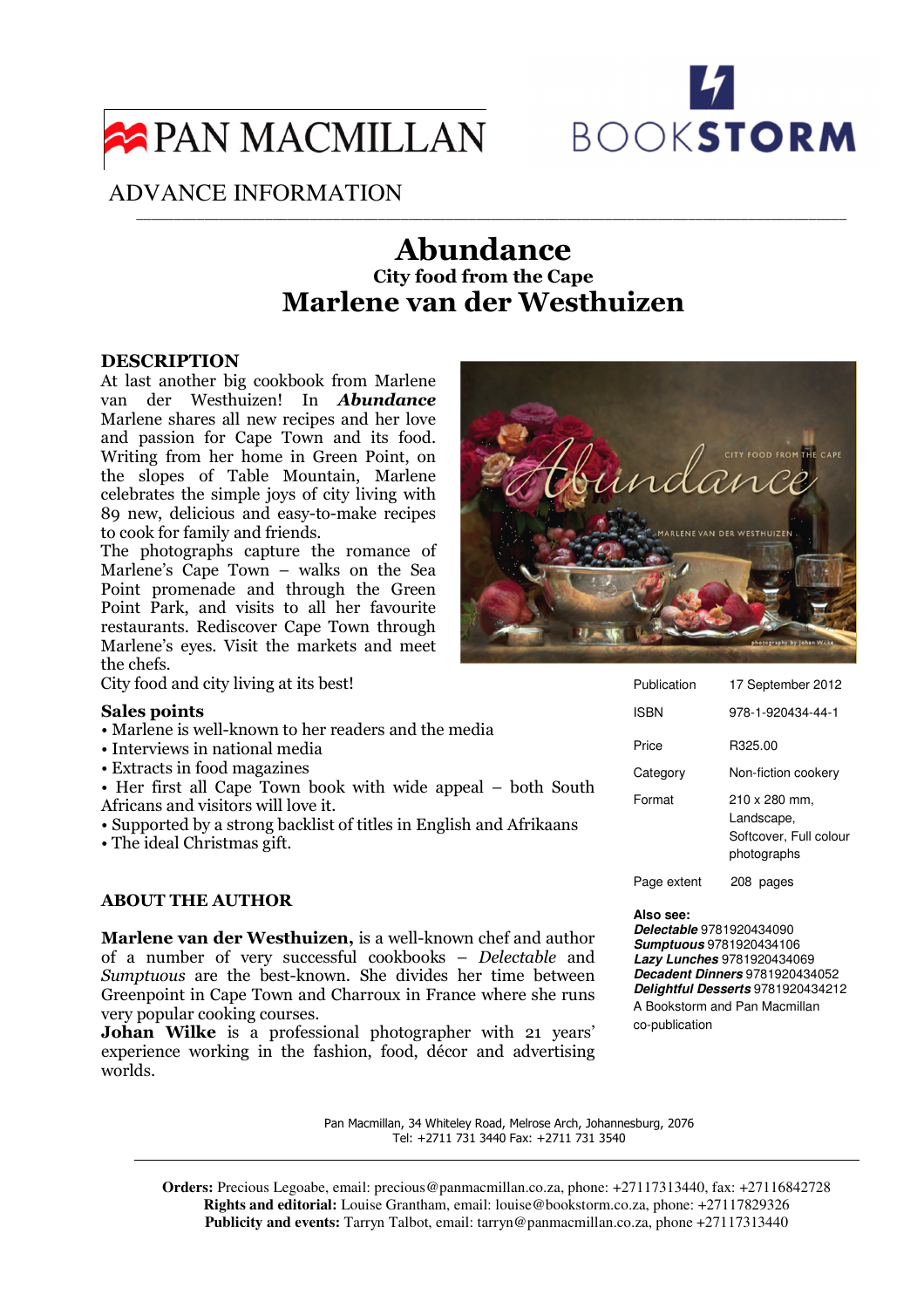PAN MACMILLAN

BOOKSTORM

ADVANCE INFORMATION

# Abundance

## City food from the Cape

## Marlene van der Westhuizen

### DESCRIPTION

At last another big cookbook from Marlene van der Westhuizen! In ***Abundance*** Marlene shares all new recipes and her love and passion for Cape Town and its food. Writing from her home in Green Point, on the slopes of Table Mountain, Marlene celebrates the simple joys of city living with 89 new, delicious and easy-to-make recipes to cook for family and friends.

The photographs capture the romance of Marlene's Cape Town – walks on the Sea Point promenade and through the Green Point Park, and visits to all her favourite restaurants. Rediscover Cape Town through Marlene's eyes. Visit the markets and meet the chefs.

City food and city living at its best!

### Sales points

- Marlene is well-known to her readers and the media
- Interviews in national media
- Extracts in food magazines
- Her first all Cape Town book with wide appeal – both South Africans and visitors will love it.
- Supported by a strong backlist of titles in English and Afrikaans
- The ideal Christmas gift.

| | |
|---|---|
| Publication | 17 September 2012 |
| ISBN | 978-1-920434-44-1 |
| Price | R325.00 |
| Category | Non-fiction cookery |
| Format | 210 x 280 mm, Landscape, Softcover, Full colour photographs |
| Page extent | 208 pages |

**Also see:**
***Delectable*** 9781920434090
***Sumptuous*** 9781920434106
***Lazy Lunches*** 9781920434069
***Decadent Dinners*** 9781920434052
***Delightful Desserts*** 9781920434212
A Bookstorm and Pan Macmillan co-publication

### ABOUT THE AUTHOR

**Marlene van der Westhuizen,** is a well-known chef and author of a number of very successful cookbooks – *Delectable* and *Sumptuous* are the best-known. She divides her time between Greenpoint in Cape Town and Charroux in France where she runs very popular cooking courses.

**Johan Wilke** is a professional photographer with 21 years' experience working in the fashion, food, décor and advertising worlds.

Pan Macmillan, 34 Whiteley Road, Melrose Arch, Johannesburg, 2076
Tel: +2711 731 3440 Fax: +2711 731 3540

**Orders:** Precious Legoabe, email: precious@panmacmillan.co.za, phone: +27117313440, fax: +27116842728
**Rights and editorial:** Louise Grantham, email: louise@bookstorm.co.za, phone: +27117829326
**Publicity and events:** Tarryn Talbot, email: tarryn@panmacmillan.co.za, phone +27117313440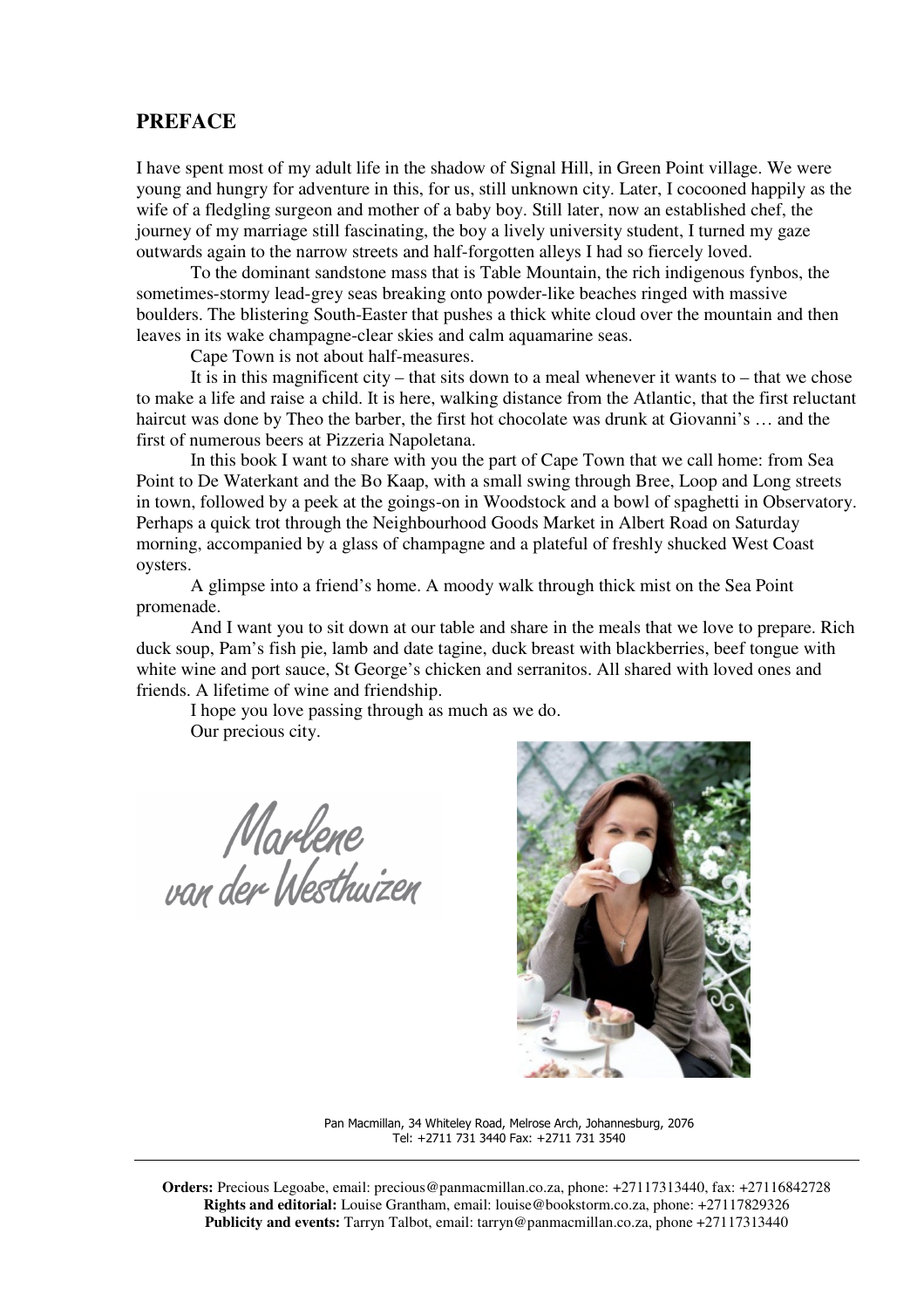## PREFACE

I have spent most of my adult life in the shadow of Signal Hill, in Green Point village. We were young and hungry for adventure in this, for us, still unknown city. Later, I cocooned happily as the wife of a fledgling surgeon and mother of a baby boy. Still later, now an established chef, the journey of my marriage still fascinating, the boy a lively university student, I turned my gaze outwards again to the narrow streets and half-forgotten alleys I had so fiercely loved.

To the dominant sandstone mass that is Table Mountain, the rich indigenous fynbos, the sometimes-stormy lead-grey seas breaking onto powder-like beaches ringed with massive boulders. The blistering South-Easter that pushes a thick white cloud over the mountain and then leaves in its wake champagne-clear skies and calm aquamarine seas.

Cape Town is not about half-measures.

It is in this magnificent city – that sits down to a meal whenever it wants to – that we chose to make a life and raise a child. It is here, walking distance from the Atlantic, that the first reluctant haircut was done by Theo the barber, the first hot chocolate was drunk at Giovanni's … and the first of numerous beers at Pizzeria Napoletana.

In this book I want to share with you the part of Cape Town that we call home: from Sea Point to De Waterkant and the Bo Kaap, with a small swing through Bree, Loop and Long streets in town, followed by a peek at the goings-on in Woodstock and a bowl of spaghetti in Observatory. Perhaps a quick trot through the Neighbourhood Goods Market in Albert Road on Saturday morning, accompanied by a glass of champagne and a plateful of freshly shucked West Coast oysters.

A glimpse into a friend's home. A moody walk through thick mist on the Sea Point promenade.

And I want you to sit down at our table and share in the meals that we love to prepare. Rich duck soup, Pam's fish pie, lamb and date tagine, duck breast with blackberries, beef tongue with white wine and port sauce, St George's chicken and serranitos. All shared with loved ones and friends. A lifetime of wine and friendship.

I hope you love passing through as much as we do.

Our precious city.

*Marlene van der Westhuizen*

Pan Macmillan, 34 Whiteley Road, Melrose Arch, Johannesburg, 2076
Tel: +2711 731 3440 Fax: +2711 731 3540

---

**Orders:** Precious Legoabe, email: precious@panmacmillan.co.za, phone: +27117313440, fax: +27116842728
**Rights and editorial:** Louise Grantham, email: louise@bookstorm.co.za, phone: +27117829326
**Publicity and events:** Tarryn Talbot, email: tarryn@panmacmillan.co.za, phone +27117313440